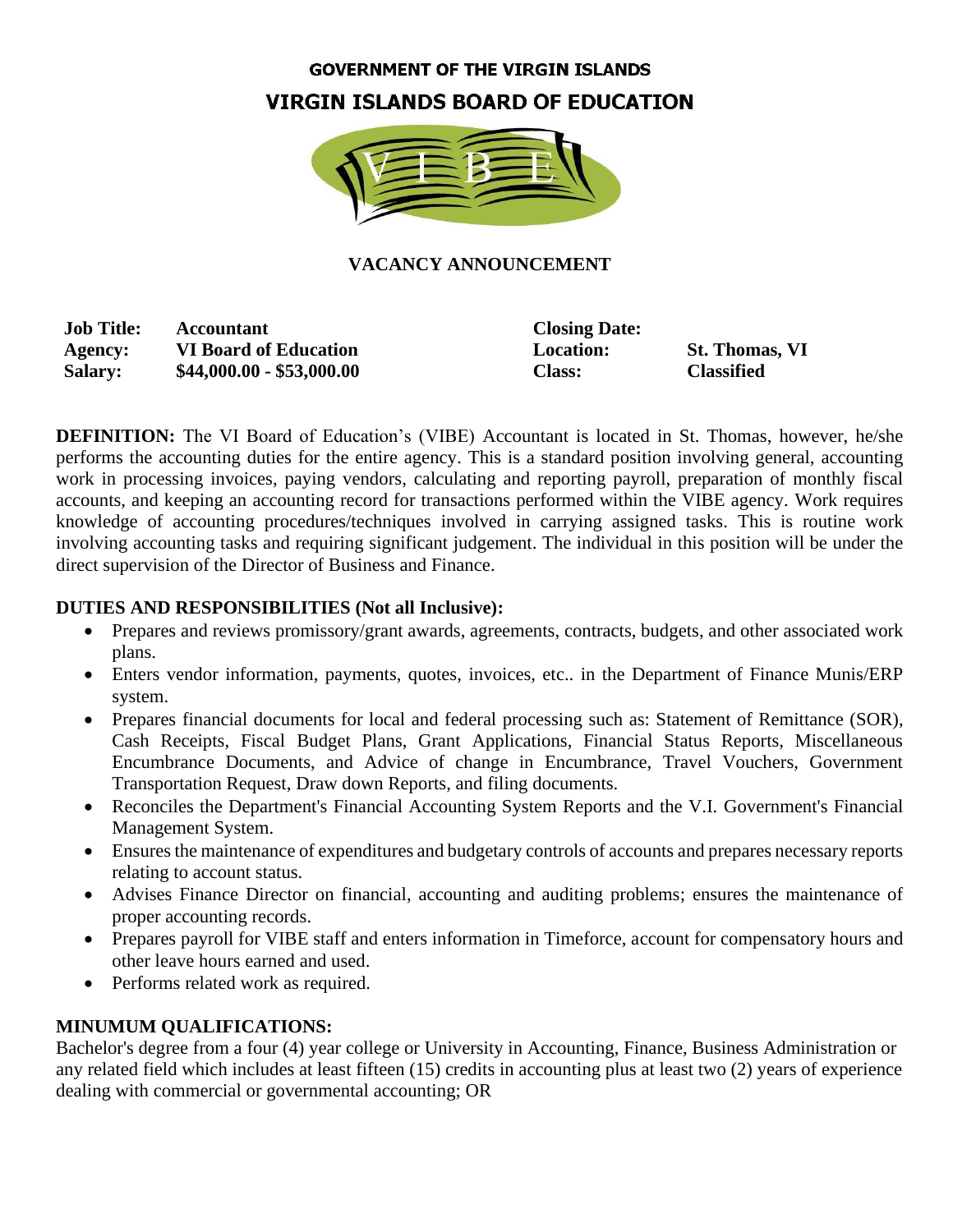# GOVERNMENT OF THE VIRGIN ISLANDS

## VIRGIN ISLANDS BOARD OF EDUCATION

### VACANCY ANNOUNCEMENT

| | | | |
|---|---|---|---|
| **Job Title:** | **Accountant** | **Closing Date:** | |
| **Agency:** | **VI Board of Education** | **Location:** | **St. Thomas, VI** |
| **Salary:** | **$44,000.00 - $53,000.00** | **Class:** | **Classified** |

**DEFINITION:** The VI Board of Education's (VIBE) Accountant is located in St. Thomas, however, he/she performs the accounting duties for the entire agency. This is a standard position involving general, accounting work in processing invoices, paying vendors, calculating and reporting payroll, preparation of monthly fiscal accounts, and keeping an accounting record for transactions performed within the VIBE agency. Work requires knowledge of accounting procedures/techniques involved in carrying assigned tasks. This is routine work involving accounting tasks and requiring significant judgement. The individual in this position will be under the direct supervision of the Director of Business and Finance.

**DUTIES AND RESPONSIBILITIES (Not all Inclusive):**

- Prepares and reviews promissory/grant awards, agreements, contracts, budgets, and other associated work plans.
- Enters vendor information, payments, quotes, invoices, etc.. in the Department of Finance Munis/ERP system.
- Prepares financial documents for local and federal processing such as: Statement of Remittance (SOR), Cash Receipts, Fiscal Budget Plans, Grant Applications, Financial Status Reports, Miscellaneous Encumbrance Documents, and Advice of change in Encumbrance, Travel Vouchers, Government Transportation Request, Draw down Reports, and filing documents.
- Reconciles the Department's Financial Accounting System Reports and the V.I. Government's Financial Management System.
- Ensures the maintenance of expenditures and budgetary controls of accounts and prepares necessary reports relating to account status.
- Advises Finance Director on financial, accounting and auditing problems; ensures the maintenance of proper accounting records.
- Prepares payroll for VIBE staff and enters information in Timeforce, account for compensatory hours and other leave hours earned and used.
- Performs related work as required.

**MINUMUM QUALIFICATIONS:**

Bachelor's degree from a four (4) year college or University in Accounting, Finance, Business Administration or any related field which includes at least fifteen (15) credits in accounting plus at least two (2) years of experience dealing with commercial or governmental accounting; OR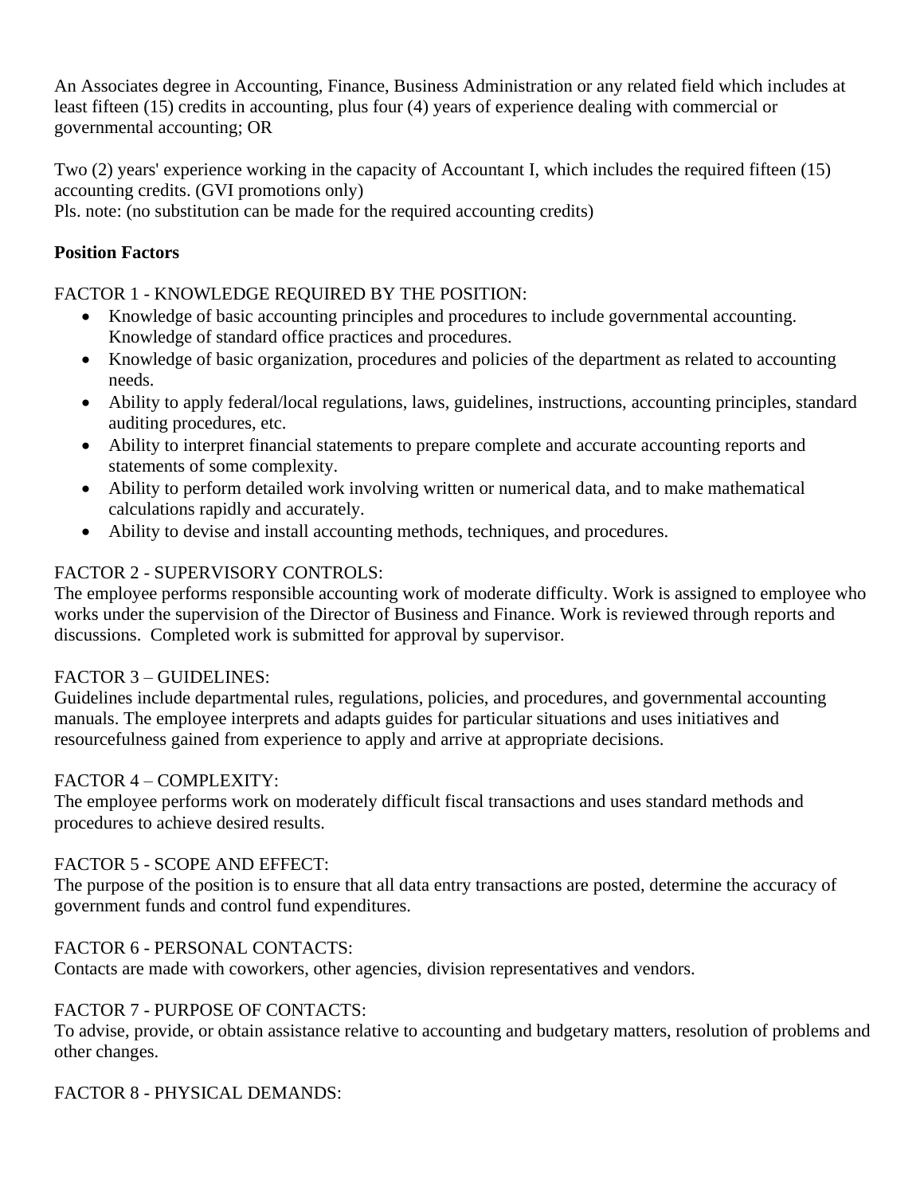An Associates degree in Accounting, Finance, Business Administration or any related field which includes at least fifteen (15) credits in accounting, plus four (4) years of experience dealing with commercial or governmental accounting; OR

Two (2) years' experience working in the capacity of Accountant I, which includes the required fifteen (15) accounting credits. (GVI promotions only)
Pls. note: (no substitution can be made for the required accounting credits)

**Position Factors**

FACTOR 1 - KNOWLEDGE REQUIRED BY THE POSITION:

- Knowledge of basic accounting principles and procedures to include governmental accounting. Knowledge of standard office practices and procedures.
- Knowledge of basic organization, procedures and policies of the department as related to accounting needs.
- Ability to apply federal/local regulations, laws, guidelines, instructions, accounting principles, standard auditing procedures, etc.
- Ability to interpret financial statements to prepare complete and accurate accounting reports and statements of some complexity.
- Ability to perform detailed work involving written or numerical data, and to make mathematical calculations rapidly and accurately.
- Ability to devise and install accounting methods, techniques, and procedures.

FACTOR 2 - SUPERVISORY CONTROLS:
The employee performs responsible accounting work of moderate difficulty. Work is assigned to employee who works under the supervision of the Director of Business and Finance. Work is reviewed through reports and discussions. Completed work is submitted for approval by supervisor.

FACTOR 3 – GUIDELINES:
Guidelines include departmental rules, regulations, policies, and procedures, and governmental accounting manuals. The employee interprets and adapts guides for particular situations and uses initiatives and resourcefulness gained from experience to apply and arrive at appropriate decisions.

FACTOR 4 – COMPLEXITY:
The employee performs work on moderately difficult fiscal transactions and uses standard methods and procedures to achieve desired results.

FACTOR 5 - SCOPE AND EFFECT:
The purpose of the position is to ensure that all data entry transactions are posted, determine the accuracy of government funds and control fund expenditures.

FACTOR 6 - PERSONAL CONTACTS:
Contacts are made with coworkers, other agencies, division representatives and vendors.

FACTOR 7 - PURPOSE OF CONTACTS:
To advise, provide, or obtain assistance relative to accounting and budgetary matters, resolution of problems and other changes.

FACTOR 8 - PHYSICAL DEMANDS: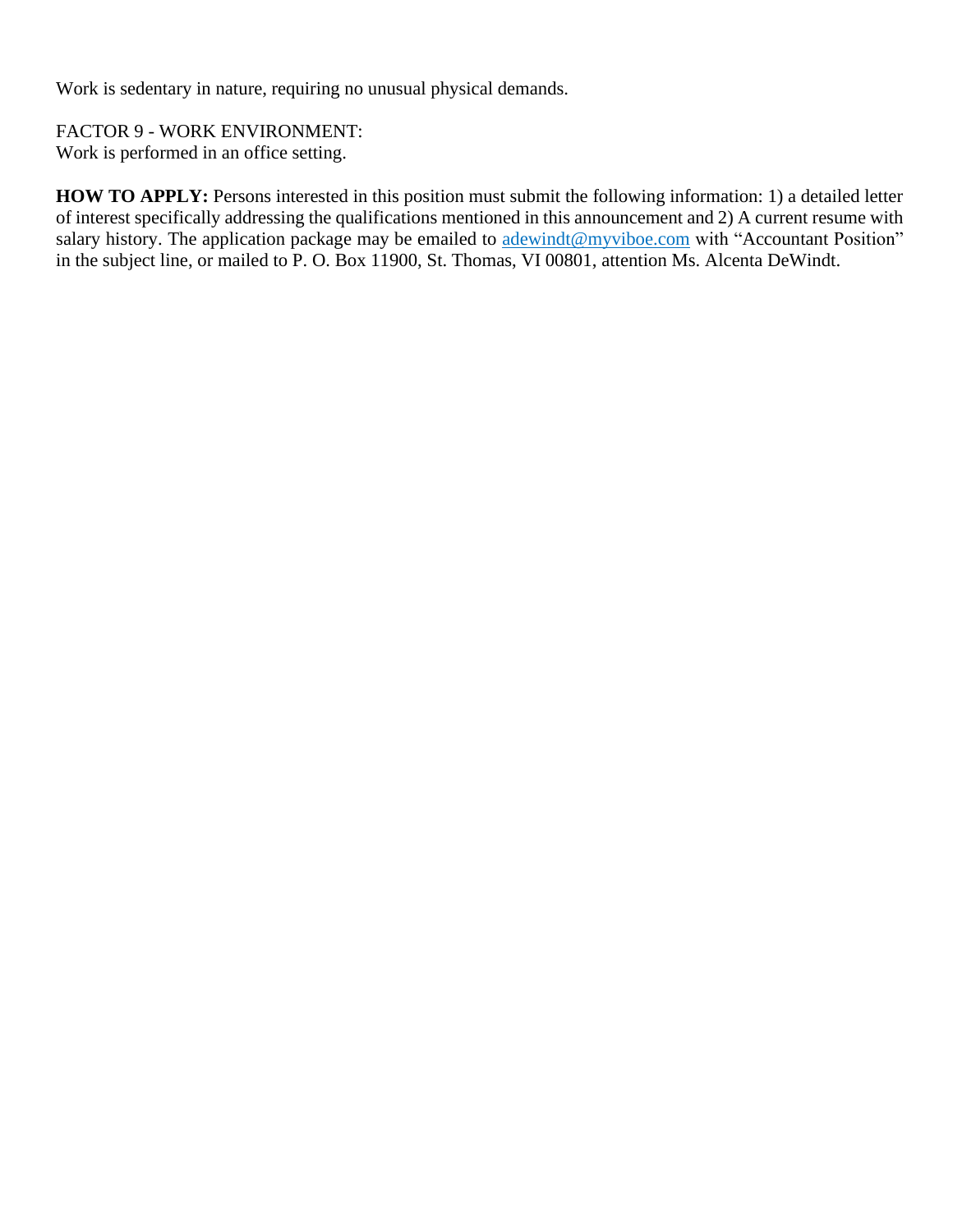Work is sedentary in nature, requiring no unusual physical demands.

FACTOR 9 - WORK ENVIRONMENT:
Work is performed in an office setting.

**HOW TO APPLY:** Persons interested in this position must submit the following information: 1) a detailed letter of interest specifically addressing the qualifications mentioned in this announcement and 2) A current resume with salary history. The application package may be emailed to adewindt@myviboe.com with “Accountant Position” in the subject line, or mailed to P. O. Box 11900, St. Thomas, VI 00801, attention Ms. Alcenta DeWindt.